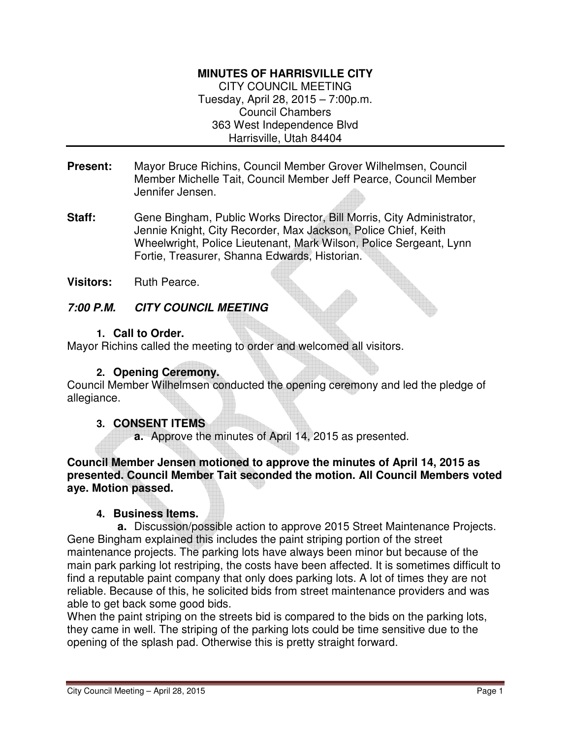**MINUTES OF HARRISVILLE CITY**
CITY COUNCIL MEETING
Tuesday, April 28, 2015 – 7:00p.m.
Council Chambers
363 West Independence Blvd
Harrisville, Utah 84404

---

**Present:** Mayor Bruce Richins, Council Member Grover Wilhelmsen, Council Member Michelle Tait, Council Member Jeff Pearce, Council Member Jennifer Jensen.

**Staff:** Gene Bingham, Public Works Director, Bill Morris, City Administrator, Jennie Knight, City Recorder, Max Jackson, Police Chief, Keith Wheelwright, Police Lieutenant, Mark Wilson, Police Sergeant, Lynn Fortie, Treasurer, Shanna Edwards, Historian.

**Visitors:** Ruth Pearce.

***7:00 P.M. CITY COUNCIL MEETING***

1. **Call to Order.**

Mayor Richins called the meeting to order and welcomed all visitors.

2. **Opening Ceremony.**

Council Member Wilhelmsen conducted the opening ceremony and led the pledge of allegiance.

3. **CONSENT ITEMS**
   - **a.** Approve the minutes of April 14, 2015 as presented.

**Council Member Jensen motioned to approve the minutes of April 14, 2015 as presented. Council Member Tait seconded the motion. All Council Members voted aye. Motion passed.**

4. **Business Items.**
   - **a.** Discussion/possible action to approve 2015 Street Maintenance Projects.

Gene Bingham explained this includes the paint striping portion of the street maintenance projects. The parking lots have always been minor but because of the main park parking lot restriping, the costs have been affected. It is sometimes difficult to find a reputable paint company that only does parking lots. A lot of times they are not reliable. Because of this, he solicited bids from street maintenance providers and was able to get back some good bids.

When the paint striping on the streets bid is compared to the bids on the parking lots, they came in well. The striping of the parking lots could be time sensitive due to the opening of the splash pad. Otherwise this is pretty straight forward.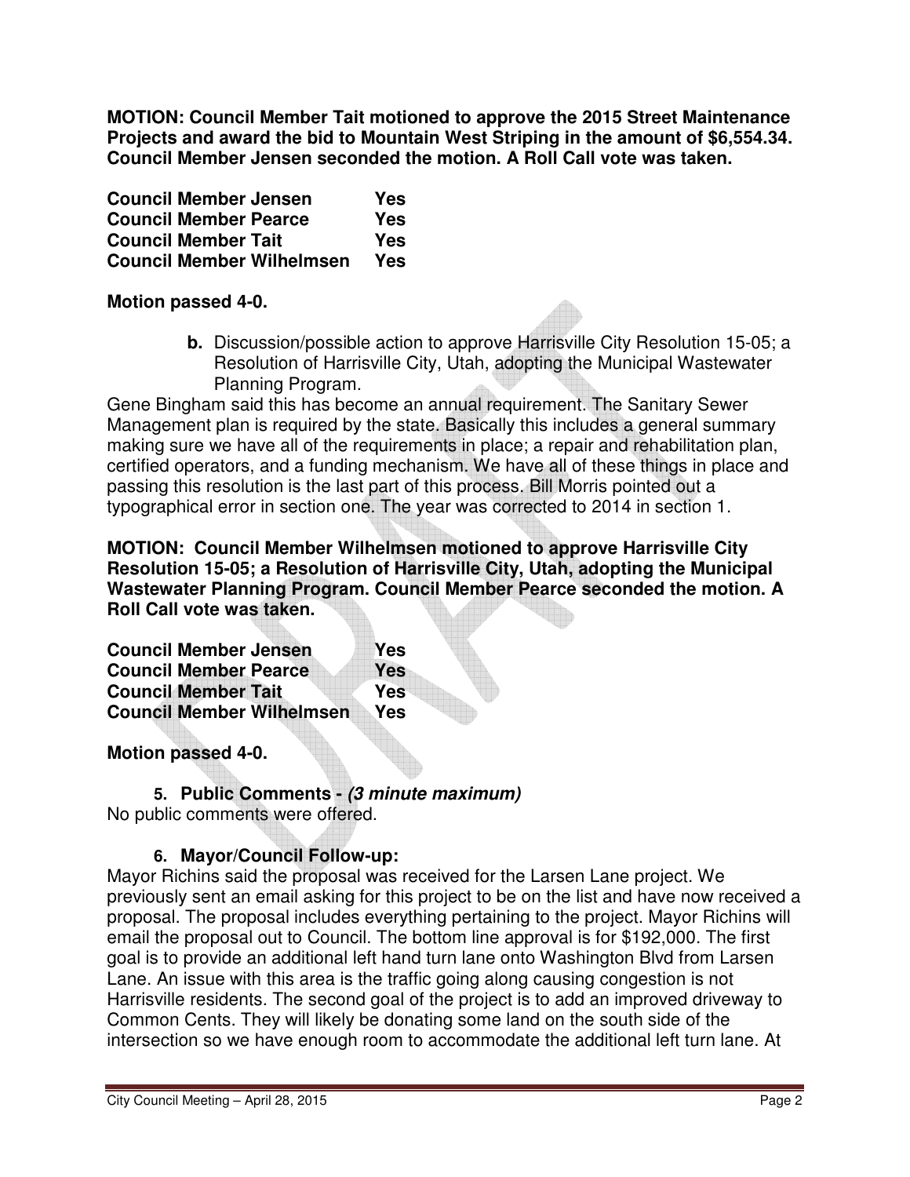**MOTION: Council Member Tait motioned to approve the 2015 Street Maintenance Projects and award the bid to Mountain West Striping in the amount of $6,554.34. Council Member Jensen seconded the motion. A Roll Call vote was taken.**

| | |
|---|---|
| **Council Member Jensen** | **Yes** |
| **Council Member Pearce** | **Yes** |
| **Council Member Tait** | **Yes** |
| **Council Member Wilhelmsen** | **Yes** |

**Motion passed 4-0.**

**b.** Discussion/possible action to approve Harrisville City Resolution 15-05; a Resolution of Harrisville City, Utah, adopting the Municipal Wastewater Planning Program.

Gene Bingham said this has become an annual requirement. The Sanitary Sewer Management plan is required by the state. Basically this includes a general summary making sure we have all of the requirements in place; a repair and rehabilitation plan, certified operators, and a funding mechanism. We have all of these things in place and passing this resolution is the last part of this process. Bill Morris pointed out a typographical error in section one. The year was corrected to 2014 in section 1.

**MOTION: Council Member Wilhelmsen motioned to approve Harrisville City Resolution 15-05; a Resolution of Harrisville City, Utah, adopting the Municipal Wastewater Planning Program. Council Member Pearce seconded the motion. A Roll Call vote was taken.**

| | |
|---|---|
| **Council Member Jensen** | **Yes** |
| **Council Member Pearce** | **Yes** |
| **Council Member Tait** | **Yes** |
| **Council Member Wilhelmsen** | **Yes** |

**Motion passed 4-0.**

### 5. Public Comments - *(3 minute maximum)*

No public comments were offered.

### 6. Mayor/Council Follow-up:

Mayor Richins said the proposal was received for the Larsen Lane project. We previously sent an email asking for this project to be on the list and have now received a proposal. The proposal includes everything pertaining to the project. Mayor Richins will email the proposal out to Council. The bottom line approval is for $192,000. The first goal is to provide an additional left hand turn lane onto Washington Blvd from Larsen Lane. An issue with this area is the traffic going along causing congestion is not Harrisville residents. The second goal of the project is to add an improved driveway to Common Cents. They will likely be donating some land on the south side of the intersection so we have enough room to accommodate the additional left turn lane. At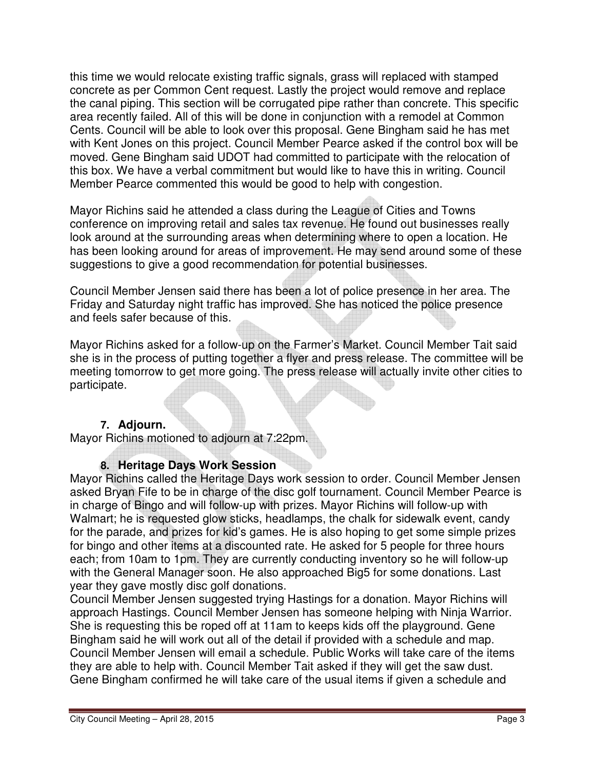this time we would relocate existing traffic signals, grass will replaced with stamped concrete as per Common Cent request. Lastly the project would remove and replace the canal piping. This section will be corrugated pipe rather than concrete. This specific area recently failed. All of this will be done in conjunction with a remodel at Common Cents. Council will be able to look over this proposal. Gene Bingham said he has met with Kent Jones on this project. Council Member Pearce asked if the control box will be moved. Gene Bingham said UDOT had committed to participate with the relocation of this box. We have a verbal commitment but would like to have this in writing. Council Member Pearce commented this would be good to help with congestion.

Mayor Richins said he attended a class during the League of Cities and Towns conference on improving retail and sales tax revenue. He found out businesses really look around at the surrounding areas when determining where to open a location. He has been looking around for areas of improvement. He may send around some of these suggestions to give a good recommendation for potential businesses.

Council Member Jensen said there has been a lot of police presence in her area. The Friday and Saturday night traffic has improved. She has noticed the police presence and feels safer because of this.

Mayor Richins asked for a follow-up on the Farmer's Market. Council Member Tait said she is in the process of putting together a flyer and press release. The committee will be meeting tomorrow to get more going. The press release will actually invite other cities to participate.

### 7. Adjourn.

Mayor Richins motioned to adjourn at 7:22pm.

### 8. Heritage Days Work Session

Mayor Richins called the Heritage Days work session to order. Council Member Jensen asked Bryan Fife to be in charge of the disc golf tournament. Council Member Pearce is in charge of Bingo and will follow-up with prizes. Mayor Richins will follow-up with Walmart; he is requested glow sticks, headlamps, the chalk for sidewalk event, candy for the parade, and prizes for kid's games. He is also hoping to get some simple prizes for bingo and other items at a discounted rate. He asked for 5 people for three hours each; from 10am to 1pm. They are currently conducting inventory so he will follow-up with the General Manager soon. He also approached Big5 for some donations. Last year they gave mostly disc golf donations.

Council Member Jensen suggested trying Hastings for a donation. Mayor Richins will approach Hastings. Council Member Jensen has someone helping with Ninja Warrior. She is requesting this be roped off at 11am to keeps kids off the playground. Gene Bingham said he will work out all of the detail if provided with a schedule and map. Council Member Jensen will email a schedule. Public Works will take care of the items they are able to help with. Council Member Tait asked if they will get the saw dust. Gene Bingham confirmed he will take care of the usual items if given a schedule and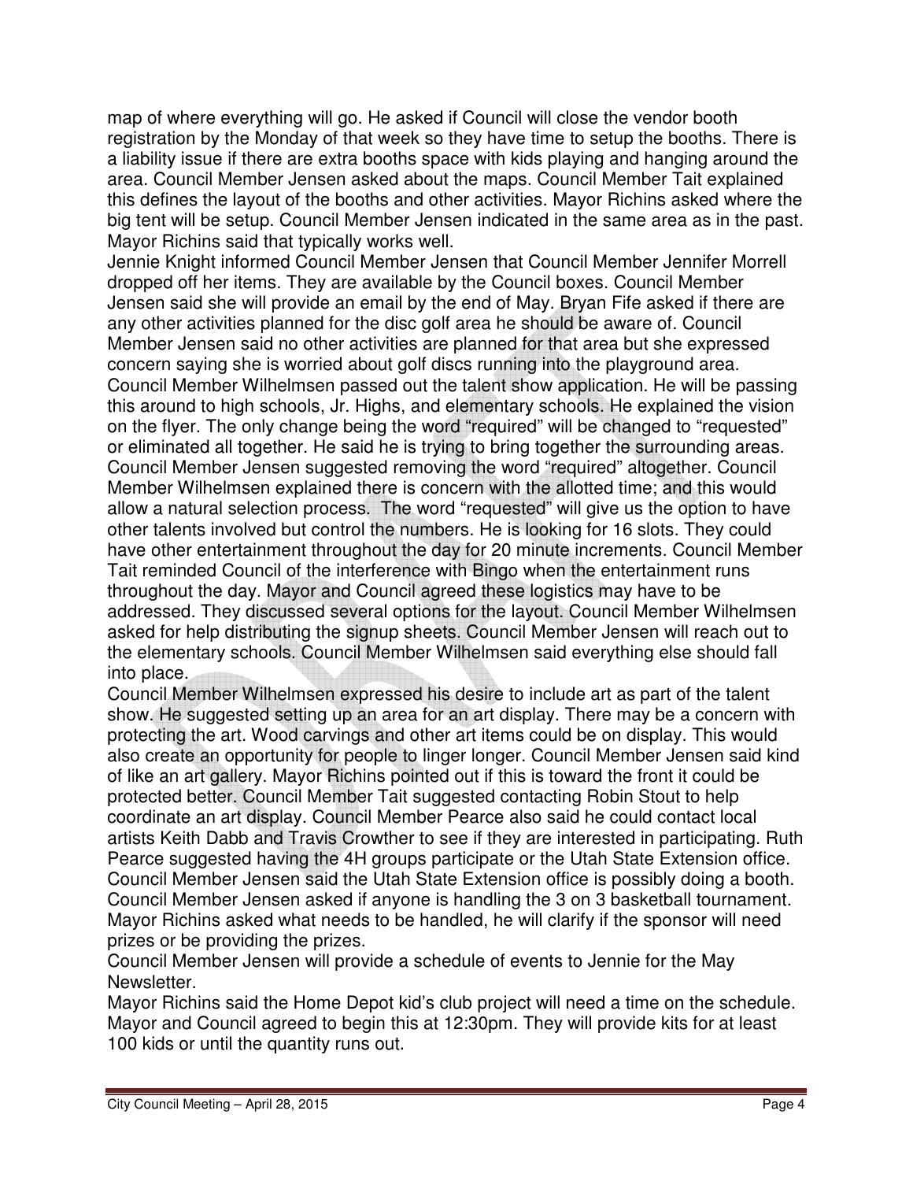map of where everything will go. He asked if Council will close the vendor booth registration by the Monday of that week so they have time to setup the booths. There is a liability issue if there are extra booths space with kids playing and hanging around the area. Council Member Jensen asked about the maps. Council Member Tait explained this defines the layout of the booths and other activities. Mayor Richins asked where the big tent will be setup. Council Member Jensen indicated in the same area as in the past. Mayor Richins said that typically works well.

Jennie Knight informed Council Member Jensen that Council Member Jennifer Morrell dropped off her items. They are available by the Council boxes. Council Member Jensen said she will provide an email by the end of May. Bryan Fife asked if there are any other activities planned for the disc golf area he should be aware of. Council Member Jensen said no other activities are planned for that area but she expressed concern saying she is worried about golf discs running into the playground area.

Council Member Wilhelmsen passed out the talent show application. He will be passing this around to high schools, Jr. Highs, and elementary schools. He explained the vision on the flyer. The only change being the word "required" will be changed to "requested" or eliminated all together. He said he is trying to bring together the surrounding areas. Council Member Jensen suggested removing the word "required" altogether. Council Member Wilhelmsen explained there is concern with the allotted time; and this would allow a natural selection process. The word "requested" will give us the option to have other talents involved but control the numbers. He is looking for 16 slots. They could have other entertainment throughout the day for 20 minute increments. Council Member Tait reminded Council of the interference with Bingo when the entertainment runs throughout the day. Mayor and Council agreed these logistics may have to be addressed. They discussed several options for the layout. Council Member Wilhelmsen asked for help distributing the signup sheets. Council Member Jensen will reach out to the elementary schools. Council Member Wilhelmsen said everything else should fall into place.

Council Member Wilhelmsen expressed his desire to include art as part of the talent show. He suggested setting up an area for an art display. There may be a concern with protecting the art. Wood carvings and other art items could be on display. This would also create an opportunity for people to linger longer. Council Member Jensen said kind of like an art gallery. Mayor Richins pointed out if this is toward the front it could be protected better. Council Member Tait suggested contacting Robin Stout to help coordinate an art display. Council Member Pearce also said he could contact local artists Keith Dabb and Travis Crowther to see if they are interested in participating. Ruth Pearce suggested having the 4H groups participate or the Utah State Extension office. Council Member Jensen said the Utah State Extension office is possibly doing a booth.

Council Member Jensen asked if anyone is handling the 3 on 3 basketball tournament. Mayor Richins asked what needs to be handled, he will clarify if the sponsor will need prizes or be providing the prizes.

Council Member Jensen will provide a schedule of events to Jennie for the May Newsletter.

Mayor Richins said the Home Depot kid's club project will need a time on the schedule. Mayor and Council agreed to begin this at 12:30pm. They will provide kits for at least 100 kids or until the quantity runs out.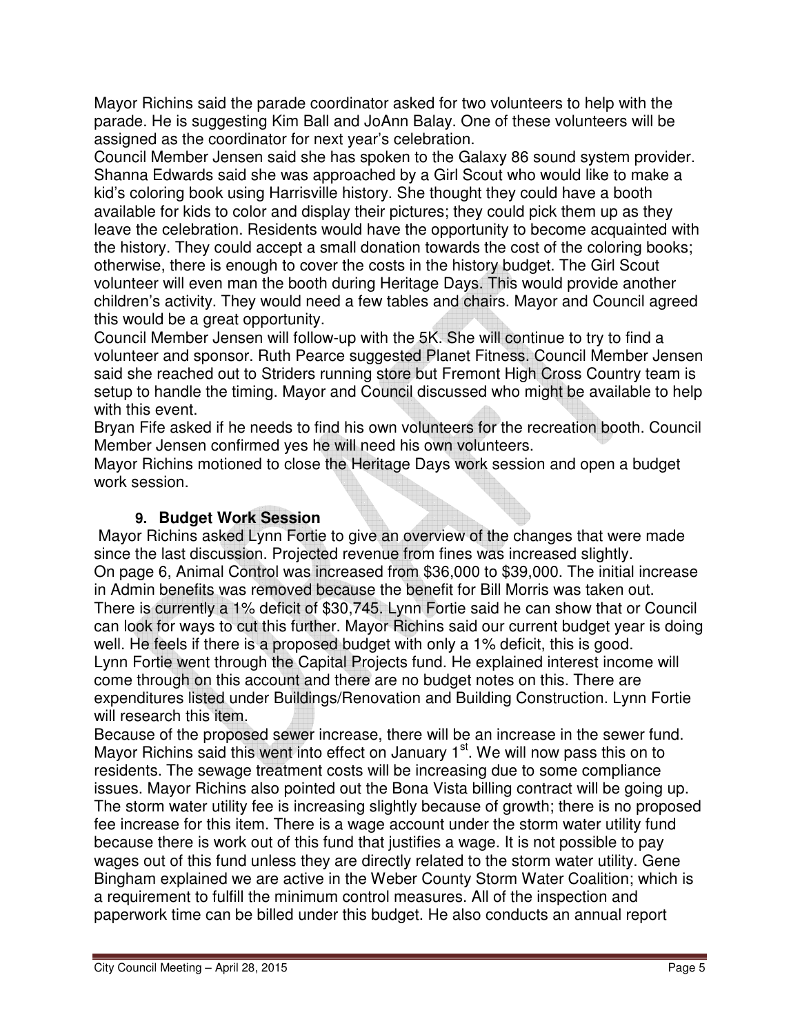Mayor Richins said the parade coordinator asked for two volunteers to help with the parade. He is suggesting Kim Ball and JoAnn Balay. One of these volunteers will be assigned as the coordinator for next year's celebration.

Council Member Jensen said she has spoken to the Galaxy 86 sound system provider.

Shanna Edwards said she was approached by a Girl Scout who would like to make a kid's coloring book using Harrisville history. She thought they could have a booth available for kids to color and display their pictures; they could pick them up as they leave the celebration. Residents would have the opportunity to become acquainted with the history. They could accept a small donation towards the cost of the coloring books; otherwise, there is enough to cover the costs in the history budget. The Girl Scout volunteer will even man the booth during Heritage Days. This would provide another children's activity. They would need a few tables and chairs. Mayor and Council agreed this would be a great opportunity.

Council Member Jensen will follow-up with the 5K. She will continue to try to find a volunteer and sponsor. Ruth Pearce suggested Planet Fitness. Council Member Jensen said she reached out to Striders running store but Fremont High Cross Country team is setup to handle the timing. Mayor and Council discussed who might be available to help with this event.

Bryan Fife asked if he needs to find his own volunteers for the recreation booth. Council Member Jensen confirmed yes he will need his own volunteers.

Mayor Richins motioned to close the Heritage Days work session and open a budget work session.

## 9. Budget Work Session

Mayor Richins asked Lynn Fortie to give an overview of the changes that were made since the last discussion. Projected revenue from fines was increased slightly.

On page 6, Animal Control was increased from $36,000 to $39,000. The initial increase in Admin benefits was removed because the benefit for Bill Morris was taken out. There is currently a 1% deficit of $30,745. Lynn Fortie said he can show that or Council can look for ways to cut this further. Mayor Richins said our current budget year is doing well. He feels if there is a proposed budget with only a 1% deficit, this is good.

Lynn Fortie went through the Capital Projects fund. He explained interest income will come through on this account and there are no budget notes on this. There are expenditures listed under Buildings/Renovation and Building Construction. Lynn Fortie will research this item.

Because of the proposed sewer increase, there will be an increase in the sewer fund. Mayor Richins said this went into effect on January 1st. We will now pass this on to residents. The sewage treatment costs will be increasing due to some compliance issues. Mayor Richins also pointed out the Bona Vista billing contract will be going up. The storm water utility fee is increasing slightly because of growth; there is no proposed fee increase for this item. There is a wage account under the storm water utility fund because there is work out of this fund that justifies a wage. It is not possible to pay wages out of this fund unless they are directly related to the storm water utility. Gene Bingham explained we are active in the Weber County Storm Water Coalition; which is a requirement to fulfill the minimum control measures. All of the inspection and paperwork time can be billed under this budget. He also conducts an annual report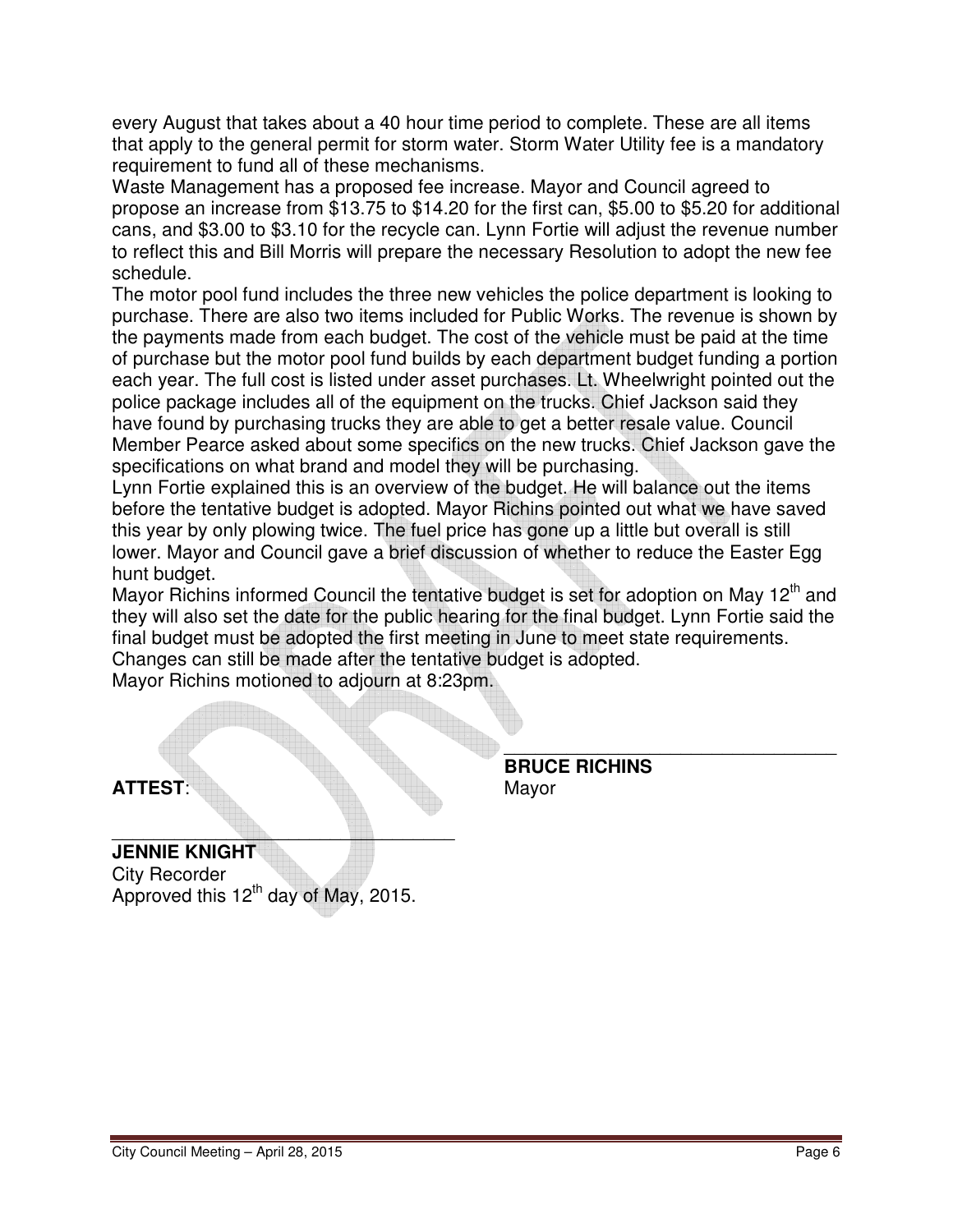every August that takes about a 40 hour time period to complete. These are all items that apply to the general permit for storm water. Storm Water Utility fee is a mandatory requirement to fund all of these mechanisms.

Waste Management has a proposed fee increase. Mayor and Council agreed to propose an increase from $13.75 to $14.20 for the first can, $5.00 to $5.20 for additional cans, and $3.00 to $3.10 for the recycle can. Lynn Fortie will adjust the revenue number to reflect this and Bill Morris will prepare the necessary Resolution to adopt the new fee schedule.

The motor pool fund includes the three new vehicles the police department is looking to purchase. There are also two items included for Public Works. The revenue is shown by the payments made from each budget. The cost of the vehicle must be paid at the time of purchase but the motor pool fund builds by each department budget funding a portion each year. The full cost is listed under asset purchases. Lt. Wheelwright pointed out the police package includes all of the equipment on the trucks. Chief Jackson said they have found by purchasing trucks they are able to get a better resale value. Council Member Pearce asked about some specifics on the new trucks. Chief Jackson gave the specifications on what brand and model they will be purchasing.

Lynn Fortie explained this is an overview of the budget. He will balance out the items before the tentative budget is adopted. Mayor Richins pointed out what we have saved this year by only plowing twice. The fuel price has gone up a little but overall is still lower. Mayor and Council gave a brief discussion of whether to reduce the Easter Egg hunt budget.

Mayor Richins informed Council the tentative budget is set for adoption on May 12th and they will also set the date for the public hearing for the final budget. Lynn Fortie said the final budget must be adopted the first meeting in June to meet state requirements. Changes can still be made after the tentative budget is adopted.

Mayor Richins motioned to adjourn at 8:23pm.

\_\_\_\_\_\_\_\_\_\_\_\_\_\_\_\_\_\_\_\_\_\_\_\_\_\_\_\_\_\_\_\_

**BRUCE RICHINS**
Mayor

**ATTEST**:

\_\_\_\_\_\_\_\_\_\_\_\_\_\_\_\_\_\_\_\_\_\_\_\_\_\_\_\_\_\_\_\_

**JENNIE KNIGHT**
City Recorder
Approved this 12th day of May, 2015.